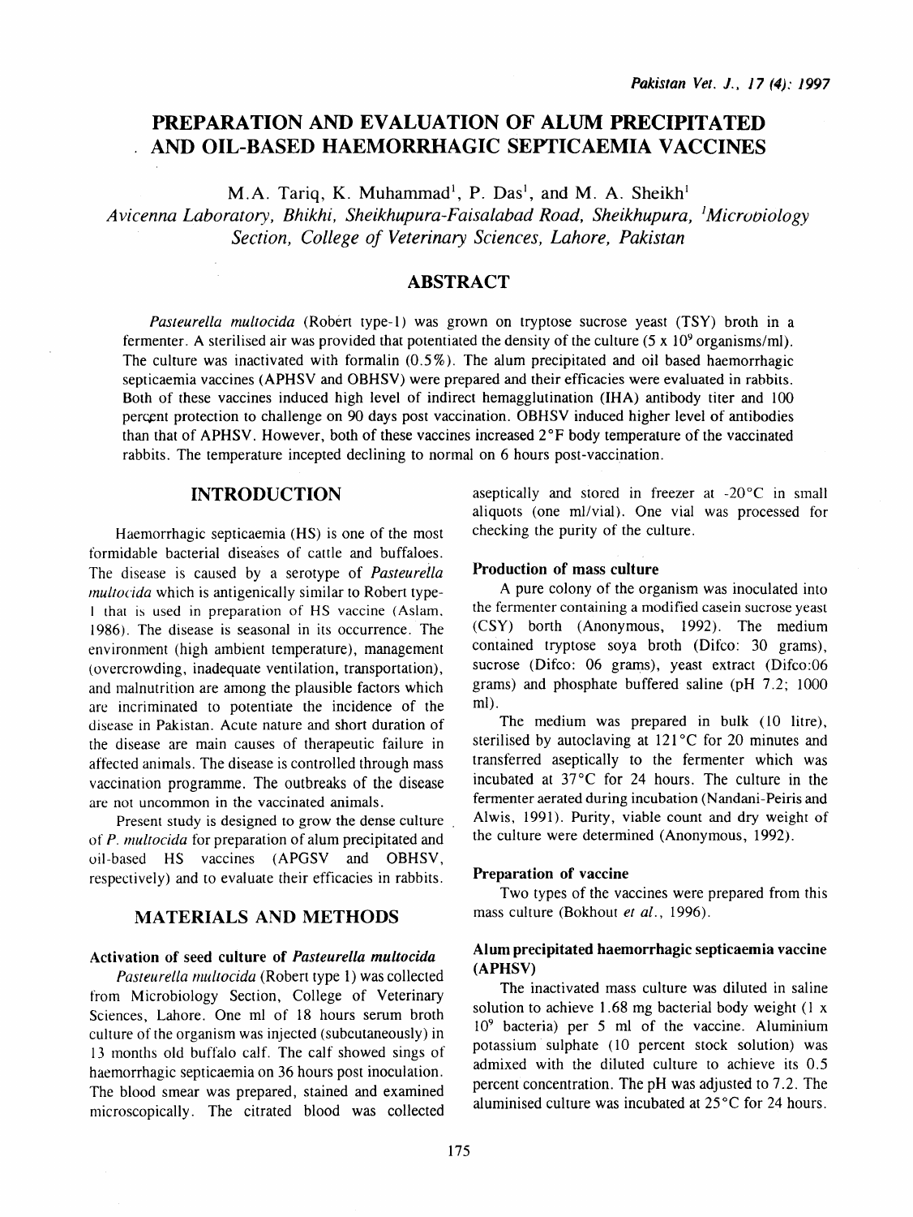# PREPARATION AND EVALUATION OF ALUM PRECIPITATED AND OIL-BASED HAEMORRHAGIC SEPTICAEMIA VACCINES

M.A. Tariq, K. Muhammad[1], P. Das[1], and M. A. Sheikh[1]

*Avicenna Laboratory, Bhikhi, Sheikhupura-Faisalabad Road, Sheikhupura, [1]Microbiology Section, College of Veterinary Sciences, Lahore, Pakistan*

## ABSTRACT

*Pasteurella multocida* (Robert type-1) was grown on tryptose sucrose yeast (TSY) broth in a fermenter. A sterilised air was provided that potentiated the density of the culture ($5 \times 10^9$ organisms/ml). The culture was inactivated with formalin (0.5%). The alum precipitated and oil based haemorrhagic septicaemia vaccines (APHSV and OBHSV) were prepared and their efficacies were evaluated in rabbits. Both of these vaccines induced high level of indirect hemagglutination (IHA) antibody titer and 100 percent protection to challenge on 90 days post vaccination. OBHSV induced higher level of antibodies than that of APHSV. However, both of these vaccines increased 2°F body temperature of the vaccinated rabbits. The temperature incepted declining to normal on 6 hours post-vaccination.

## INTRODUCTION

Haemorrhagic septicaemia (HS) is one of the most formidable bacterial diseases of cattle and buffaloes. The disease is caused by a serotype of *Pasteurella multocida* which is antigenically similar to Robert type-1 that is used in preparation of HS vaccine (Aslam, 1986). The disease is seasonal in its occurrence. The environment (high ambient temperature), management (overcrowding, inadequate ventilation, transportation), and malnutrition are among the plausible factors which are incriminated to potentiate the incidence of the disease in Pakistan. Acute nature and short duration of the disease are main causes of therapeutic failure in affected animals. The disease is controlled through mass vaccination programme. The outbreaks of the disease are not uncommon in the vaccinated animals.

Present study is designed to grow the dense culture of *P. multocida* for preparation of alum precipitated and oil-based HS vaccines (APGSV and OBHSV, respectively) and to evaluate their efficacies in rabbits.

## MATERIALS AND METHODS

### Activation of seed culture of *Pasteurella multocida*

*Pasteurella multocida* (Robert type 1) was collected from Microbiology Section, College of Veterinary Sciences, Lahore. One ml of 18 hours serum broth culture of the organism was injected (subcutaneously) in 13 months old buffalo calf. The calf showed sings of haemorrhagic septicaemia on 36 hours post inoculation. The blood smear was prepared, stained and examined microscopically. The citrated blood was collected aseptically and stored in freezer at -20°C in small aliquots (one ml/vial). One vial was processed for checking the purity of the culture.

### Production of mass culture

A pure colony of the organism was inoculated into the fermenter containing a modified casein sucrose yeast (CSY) borth (Anonymous, 1992). The medium contained tryptose soya broth (Difco: 30 grams), sucrose (Difco: 06 grams), yeast extract (Difco:06 grams) and phosphate buffered saline (pH 7.2; 1000 ml).

The medium was prepared in bulk (10 litre), sterilised by autoclaving at 121°C for 20 minutes and transferred aseptically to the fermenter which was incubated at 37°C for 24 hours. The culture in the fermenter aerated during incubation (Nandani-Peiris and Alwis, 1991). Purity, viable count and dry weight of the culture were determined (Anonymous, 1992).

### Preparation of vaccine

Two types of the vaccines were prepared from this mass culture (Bokhout *et al.*, 1996).

### Alum precipitated haemorrhagic septicaemia vaccine (APHSV)

The inactivated mass culture was diluted in saline solution to achieve 1.68 mg bacterial body weight ($1 \times 10^9$ bacteria) per 5 ml of the vaccine. Aluminium potassium sulphate (10 percent stock solution) was admixed with the diluted culture to achieve its 0.5 percent concentration. The pH was adjusted to 7.2. The aluminised culture was incubated at 25°C for 24 hours.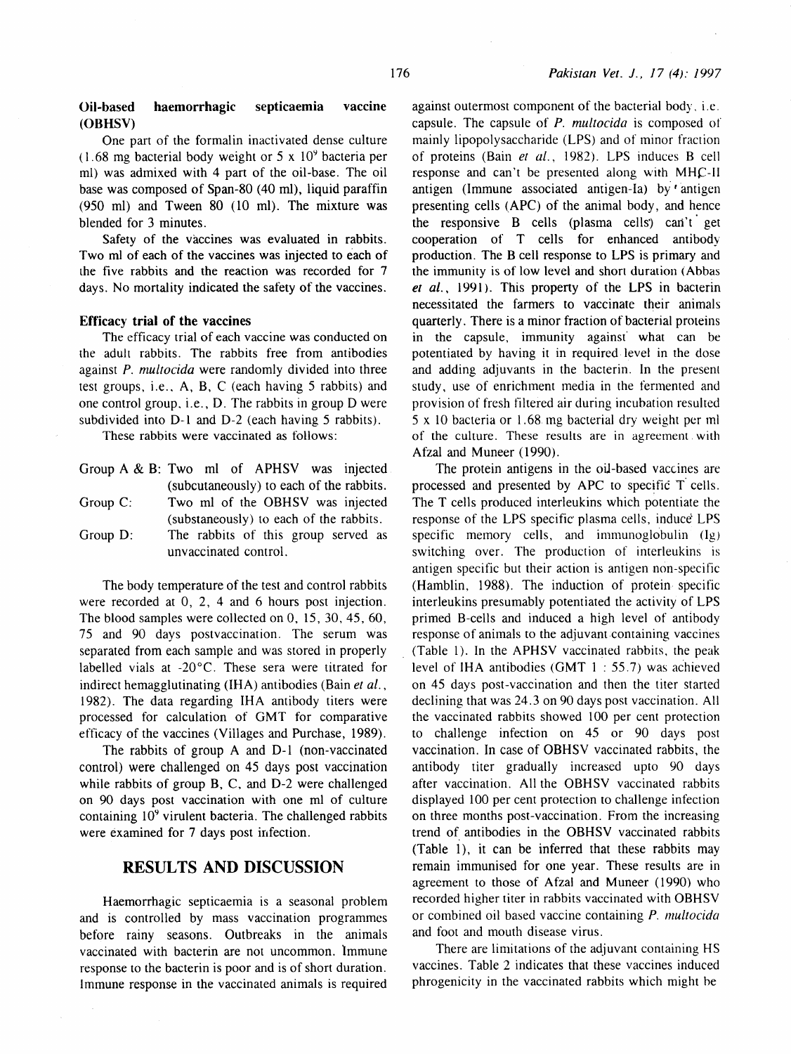### Oil-based haemorrhagic septicaemia vaccine (OBHSV)

One part of the formalin inactivated dense culture (1.68 mg bacterial body weight or $5 \times 10^9$ bacteria per ml) was admixed with 4 part of the oil-base. The oil base was composed of Span-80 (40 ml), liquid paraffin (950 ml) and Tween 80 (10 ml). The mixture was blended for 3 minutes.

Safety of the vaccines was evaluated in rabbits. Two ml of each of the vaccines was injected to each of the five rabbits and the reaction was recorded for 7 days. No mortality indicated the safety of the vaccines.

### Efficacy trial of the vaccines

The efficacy trial of each vaccine was conducted on the adult rabbits. The rabbits free from antibodies against *P. multocida* were randomly divided into three test groups, i.e., A, B, C (each having 5 rabbits) and one control group, i.e., D. The rabbits in group D were subdivided into D-1 and D-2 (each having 5 rabbits).

These rabbits were vaccinated as follows:

| | |
|---|---|
| Group A & B: | Two ml of APHSV was injected (subcutaneously) to each of the rabbits. |
| Group C: | Two ml of the OBHSV was injected (substaneously) to each of the rabbits. |
| Group D: | The rabbits of this group served as unvaccinated control. |

The body temperature of the test and control rabbits were recorded at 0, 2, 4 and 6 hours post injection. The blood samples were collected on 0, 15, 30, 45, 60, 75 and 90 days postvaccination. The serum was separated from each sample and was stored in properly labelled vials at -20°C. These sera were titrated for indirect hemagglutinating (IHA) antibodies (Bain *et al.*, 1982). The data regarding IHA antibody titers were processed for calculation of GMT for comparative efficacy of the vaccines (Villages and Purchase, 1989).

The rabbits of group A and D-1 (non-vaccinated control) were challenged on 45 days post vaccination while rabbits of group B, C, and D-2 were challenged on 90 days post vaccination with one ml of culture containing $10^9$ virulent bacteria. The challenged rabbits were examined for 7 days post infection.

## RESULTS AND DISCUSSION

Haemorrhagic septicaemia is a seasonal problem and is controlled by mass vaccination programmes before rainy seasons. Outbreaks in the animals vaccinated with bacterin are not uncommon. Immune response to the bacterin is poor and is of short duration. Immune response in the vaccinated animals is required against outermost component of the bacterial body, i.e. capsule. The capsule of *P. multocida* is composed of mainly lipopolysaccharide (LPS) and of minor fraction of proteins (Bain *et al.*, 1982). LPS induces B cell response and can't be presented along with MHC-II antigen (Immune associated antigen-Ia) by antigen presenting cells (APC) of the animal body, and hence the responsive B cells (plasma cells) can't get cooperation of T cells for enhanced antibody production. The B cell response to LPS is primary and the immunity is of low level and short duration (Abbas *et al.*, 1991). This property of the LPS in bacterin necessitated the farmers to vaccinate their animals quarterly. There is a minor fraction of bacterial proteins in the capsule, immunity against what can be potentiated by having it in required level in the dose and adding adjuvants in the bacterin. In the present study, use of enrichment media in the fermented and provision of fresh filtered air during incubation resulted 5 x 10 bacteria or 1.68 mg bacterial dry weight per ml of the culture. These results are in agreement with Afzal and Muneer (1990).

The protein antigens in the oil-based vaccines are processed and presented by APC to specific T cells. The T cells produced interleukins which potentiate the response of the LPS specific plasma cells, induce LPS specific memory cells, and immunoglobulin (Ig) switching over. The production of interleukins is antigen specific but their action is antigen non-specific (Hamblin, 1988). The induction of protein specific interleukins presumably potentiated the activity of LPS primed B-cells and induced a high level of antibody response of animals to the adjuvant containing vaccines (Table 1). In the APHSV vaccinated rabbits, the peak level of IHA antibodies (GMT 1 : 55.7) was achieved on 45 days post-vaccination and then the titer started declining that was 24.3 on 90 days post vaccination. All the vaccinated rabbits showed 100 per cent protection to challenge infection on 45 or 90 days post vaccination. In case of OBHSV vaccinated rabbits, the antibody titer gradually increased upto 90 days after vaccination. All the OBHSV vaccinated rabbits displayed 100 per cent protection to challenge infection on three months post-vaccination. From the increasing trend of antibodies in the OBHSV vaccinated rabbits (Table 1), it can be inferred that these rabbits may remain immunised for one year. These results are in agreement to those of Afzal and Muneer (1990) who recorded higher titer in rabbits vaccinated with OBHSV or combined oil based vaccine containing *P. multocida* and foot and mouth disease virus.

There are limitations of the adjuvant containing HS vaccines. Table 2 indicates that these vaccines induced phrogenicity in the vaccinated rabbits which might be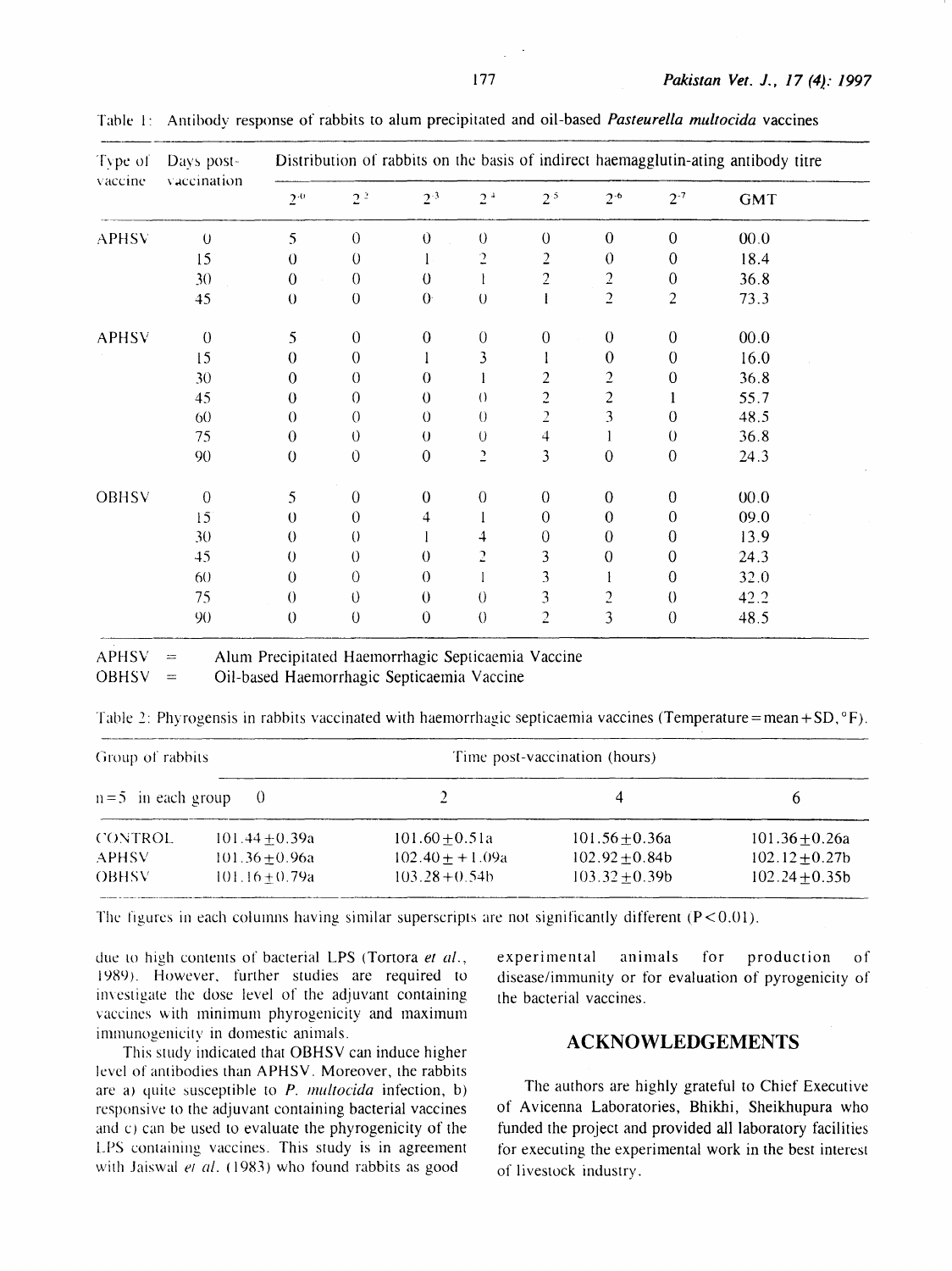Table 1: Antibody response of rabbits to alum precipitated and oil-based *Pasteurella multocida* vaccines

| Type of vaccine | Days post-vaccination | Distribution of rabbits on the basis of indirect haemagglutin-ating antibody titre | | | | | | | |
|---|---|---|---|---|---|---|---|---|---|
| | | $2^{-0}$ | $2^{-2}$ | $2^{-3}$ | $2^{-4}$ | $2^{-5}$ | $2^{-6}$ | $2^{-7}$ | GMT |
| APHSV | 0 | 5 | 0 | 0 | 0 | 0 | 0 | 0 | 00.0 |
| | 15 | 0 | 0 | 1 | 2 | 2 | 0 | 0 | 18.4 |
| | 30 | 0 | 0 | 0 | 1 | 2 | 2 | 0 | 36.8 |
| | 45 | 0 | 0 | 0 | 0 | 1 | 2 | 2 | 73.3 |
| APHSV | 0 | 5 | 0 | 0 | 0 | 0 | 0 | 0 | 00.0 |
| | 15 | 0 | 0 | 1 | 3 | 1 | 0 | 0 | 16.0 |
| | 30 | 0 | 0 | 0 | 1 | 2 | 2 | 0 | 36.8 |
| | 45 | 0 | 0 | 0 | 0 | 2 | 2 | 1 | 55.7 |
| | 60 | 0 | 0 | 0 | 0 | 2 | 3 | 0 | 48.5 |
| | 75 | 0 | 0 | 0 | 0 | 4 | 1 | 0 | 36.8 |
| | 90 | 0 | 0 | 0 | 2 | 3 | 0 | 0 | 24.3 |
| OBHSV | 0 | 5 | 0 | 0 | 0 | 0 | 0 | 0 | 00.0 |
| | 15 | 0 | 0 | 4 | 1 | 0 | 0 | 0 | 09.0 |
| | 30 | 0 | 0 | 1 | 4 | 0 | 0 | 0 | 13.9 |
| | 45 | 0 | 0 | 0 | 2 | 3 | 0 | 0 | 24.3 |
| | 60 | 0 | 0 | 0 | 1 | 3 | 1 | 0 | 32.0 |
| | 75 | 0 | 0 | 0 | 0 | 3 | 2 | 0 | 42.2 |
| | 90 | 0 | 0 | 0 | 0 | 2 | 3 | 0 | 48.5 |

APHSV = Alum Precipitated Haemorrhagic Septicaemia Vaccine
OBHSV = Oil-based Haemorrhagic Septicaemia Vaccine

Table 2: Phyrogensis in rabbits vaccinated with haemorrhagic septicaemia vaccines (Temperature = mean + SD, °F).

| Group of rabbits | Time post-vaccination (hours) | | | |
|---|---|---|---|---|
| n=5 in each group | 0 | 2 | 4 | 6 |
| CONTROL | 101.44±0.39a | 101.60±0.51a | 101.56±0.36a | 101.36±0.26a |
| APHSV | 101.36±0.96a | 102.40± +1.09a | 102.92±0.84b | 102.12±0.27b |
| OBHSV | 101.16±0.79a | 103.28+0.54b | 103.32±0.39b | 102.24±0.35b |

The figures in each columns having similar superscripts are not significantly different ($P<0.01$).

due to high contents of bacterial LPS (Tortora *et al.*, 1989). However, further studies are required to investigate the dose level of the adjuvant containing vaccines with minimum phyrogenicity and maximum immunogenicity in domestic animals.

This study indicated that OBHSV can induce higher level of antibodies than APHSV. Moreover, the rabbits are a) quite susceptible to *P. multocida* infection, b) responsive to the adjuvant containing bacterial vaccines and c) can be used to evaluate the phyrogenicity of the LPS containing vaccines. This study is in agreement with Jaiswal *et al.* (1983) who found rabbits as good experimental animals for production of disease/immunity or for evaluation of pyrogenicity of the bacterial vaccines.

## ACKNOWLEDGEMENTS

The authors are highly grateful to Chief Executive of Avicenna Laboratories, Bhikhi, Sheikhupura who funded the project and provided all laboratory facilities for executing the experimental work in the best interest of livestock industry.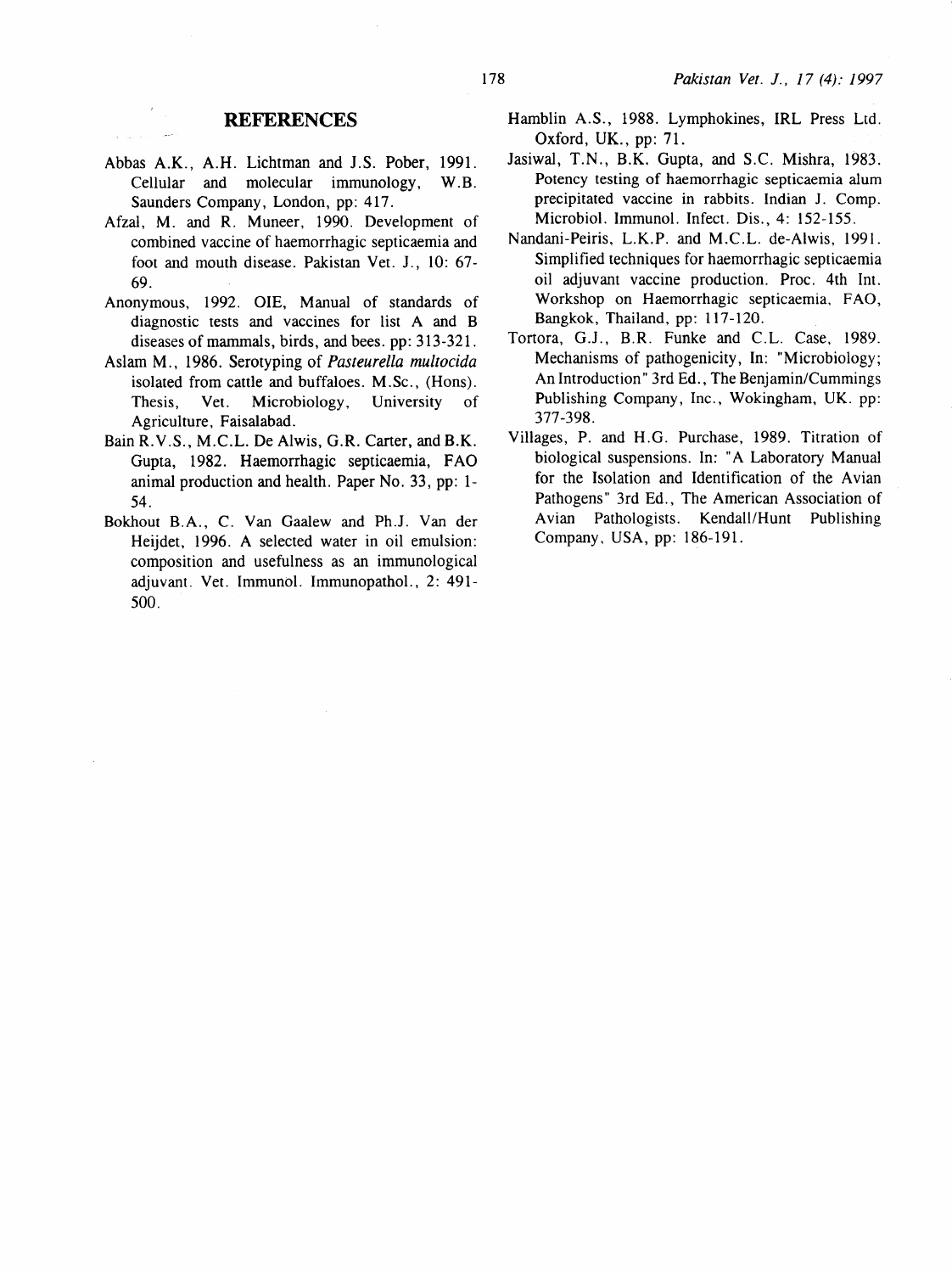## REFERENCES

Abbas A.K., A.H. Lichtman and J.S. Pober, 1991. Cellular and molecular immunology, W.B. Saunders Company, London, pp: 417.

Afzal, M. and R. Muneer, 1990. Development of combined vaccine of haemorrhagic septicaemia and foot and mouth disease. Pakistan Vet. J., 10: 67-69.

Anonymous, 1992. OIE, Manual of standards of diagnostic tests and vaccines for list A and B diseases of mammals, birds, and bees. pp: 313-321.

Aslam M., 1986. Serotyping of *Pasteurella multocida* isolated from cattle and buffaloes. M.Sc., (Hons). Thesis, Vet. Microbiology, University of Agriculture, Faisalabad.

Bain R.V.S., M.C.L. De Alwis, G.R. Carter, and B.K. Gupta, 1982. Haemorrhagic septicaemia, FAO animal production and health. Paper No. 33, pp: 1-54.

Bokhout B.A., C. Van Gaalew and Ph.J. Van der Heijdet, 1996. A selected water in oil emulsion: composition and usefulness as an immunological adjuvant. Vet. Immunol. Immunopathol., 2: 491-500.

Hamblin A.S., 1988. Lymphokines, IRL Press Ltd. Oxford, UK., pp: 71.

Jasiwal, T.N., B.K. Gupta, and S.C. Mishra, 1983. Potency testing of haemorrhagic septicaemia alum precipitated vaccine in rabbits. Indian J. Comp. Microbiol. Immunol. Infect. Dis., 4: 152-155.

Nandani-Peiris, L.K.P. and M.C.L. de-Alwis, 1991. Simplified techniques for haemorrhagic septicaemia oil adjuvant vaccine production. Proc. 4th Int. Workshop on Haemorrhagic septicaemia, FAO, Bangkok, Thailand, pp: 117-120.

Tortora, G.J., B.R. Funke and C.L. Case, 1989. Mechanisms of pathogenicity, In: "Microbiology; An Introduction" 3rd Ed., The Benjamin/Cummings Publishing Company, Inc., Wokingham, UK. pp: 377-398.

Villages, P. and H.G. Purchase, 1989. Titration of biological suspensions. In: "A Laboratory Manual for the Isolation and Identification of the Avian Pathogens" 3rd Ed., The American Association of Avian Pathologists. Kendall/Hunt Publishing Company, USA, pp: 186-191.